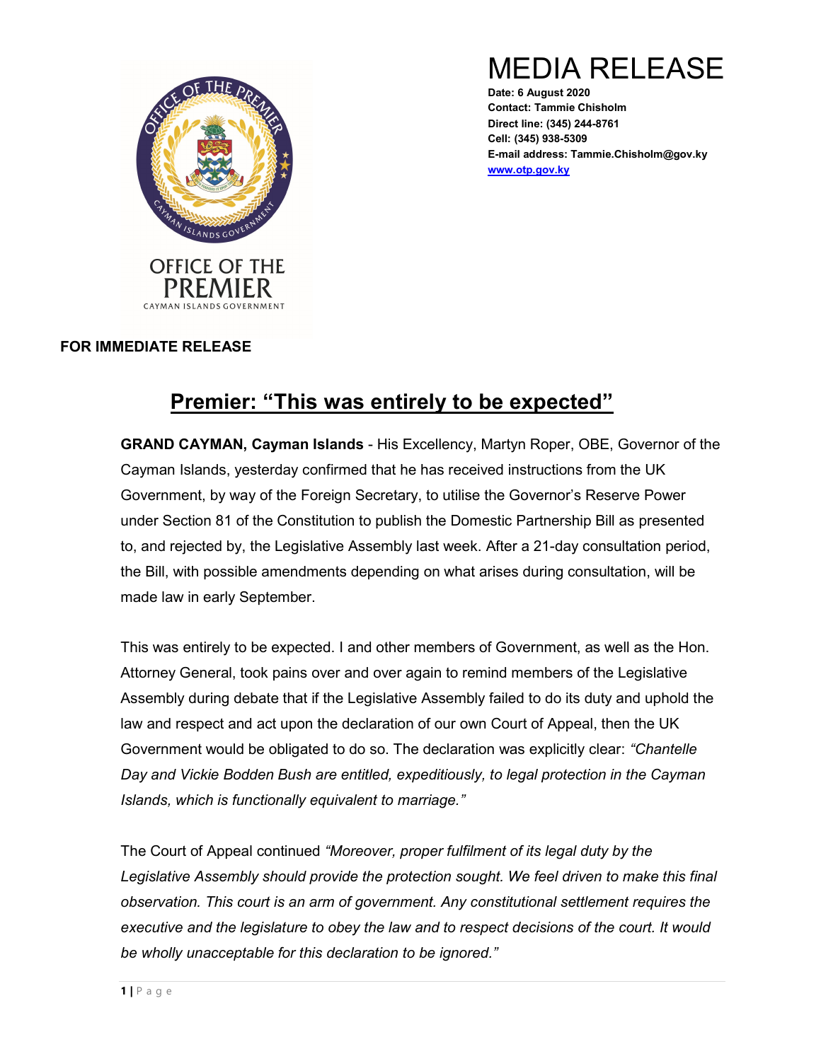OFFICE OF THE PREMIER
CAYMAN ISLANDS GOVERNMENT

# MEDIA RELEASE

**Date: 6 August 2020**
**Contact: Tammie Chisholm**
**Direct line: (345) 244-8761**
**Cell: (345) 938-5309**
**E-mail address: Tammie.Chisholm@gov.ky**
**www.otp.gov.ky**

**FOR IMMEDIATE RELEASE**

## Premier: "This was entirely to be expected"

**GRAND CAYMAN, Cayman Islands** - His Excellency, Martyn Roper, OBE, Governor of the Cayman Islands, yesterday confirmed that he has received instructions from the UK Government, by way of the Foreign Secretary, to utilise the Governor's Reserve Power under Section 81 of the Constitution to publish the Domestic Partnership Bill as presented to, and rejected by, the Legislative Assembly last week. After a 21-day consultation period, the Bill, with possible amendments depending on what arises during consultation, will be made law in early September.

This was entirely to be expected. I and other members of Government, as well as the Hon. Attorney General, took pains over and over again to remind members of the Legislative Assembly during debate that if the Legislative Assembly failed to do its duty and uphold the law and respect and act upon the declaration of our own Court of Appeal, then the UK Government would be obligated to do so. The declaration was explicitly clear: *"Chantelle Day and Vickie Bodden Bush are entitled, expeditiously, to legal protection in the Cayman Islands, which is functionally equivalent to marriage."*

The Court of Appeal continued *"Moreover, proper fulfilment of its legal duty by the Legislative Assembly should provide the protection sought. We feel driven to make this final observation. This court is an arm of government. Any constitutional settlement requires the executive and the legislature to obey the law and to respect decisions of the court. It would be wholly unacceptable for this declaration to be ignored."*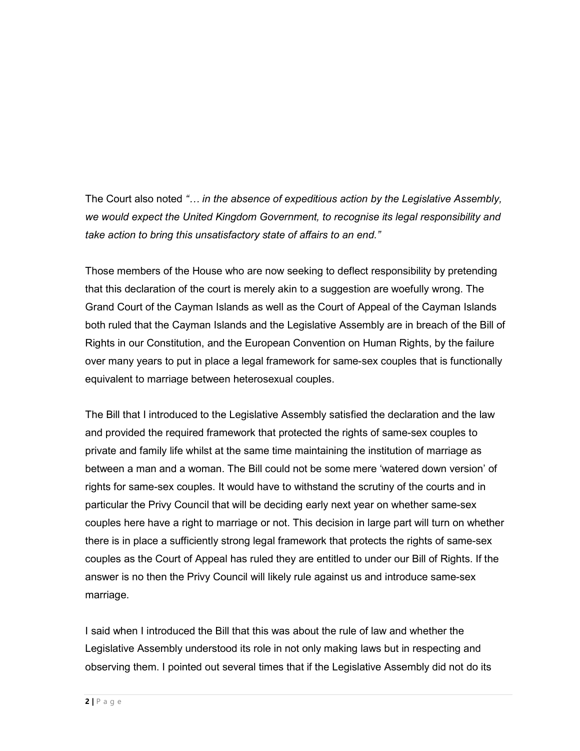The Court also noted *"… in the absence of expeditious action by the Legislative Assembly, we would expect the United Kingdom Government, to recognise its legal responsibility and take action to bring this unsatisfactory state of affairs to an end."*

Those members of the House who are now seeking to deflect responsibility by pretending that this declaration of the court is merely akin to a suggestion are woefully wrong. The Grand Court of the Cayman Islands as well as the Court of Appeal of the Cayman Islands both ruled that the Cayman Islands and the Legislative Assembly are in breach of the Bill of Rights in our Constitution, and the European Convention on Human Rights, by the failure over many years to put in place a legal framework for same-sex couples that is functionally equivalent to marriage between heterosexual couples.

The Bill that I introduced to the Legislative Assembly satisfied the declaration and the law and provided the required framework that protected the rights of same-sex couples to private and family life whilst at the same time maintaining the institution of marriage as between a man and a woman. The Bill could not be some mere 'watered down version' of rights for same-sex couples. It would have to withstand the scrutiny of the courts and in particular the Privy Council that will be deciding early next year on whether same-sex couples here have a right to marriage or not. This decision in large part will turn on whether there is in place a sufficiently strong legal framework that protects the rights of same-sex couples as the Court of Appeal has ruled they are entitled to under our Bill of Rights. If the answer is no then the Privy Council will likely rule against us and introduce same-sex marriage.

I said when I introduced the Bill that this was about the rule of law and whether the Legislative Assembly understood its role in not only making laws but in respecting and observing them. I pointed out several times that if the Legislative Assembly did not do its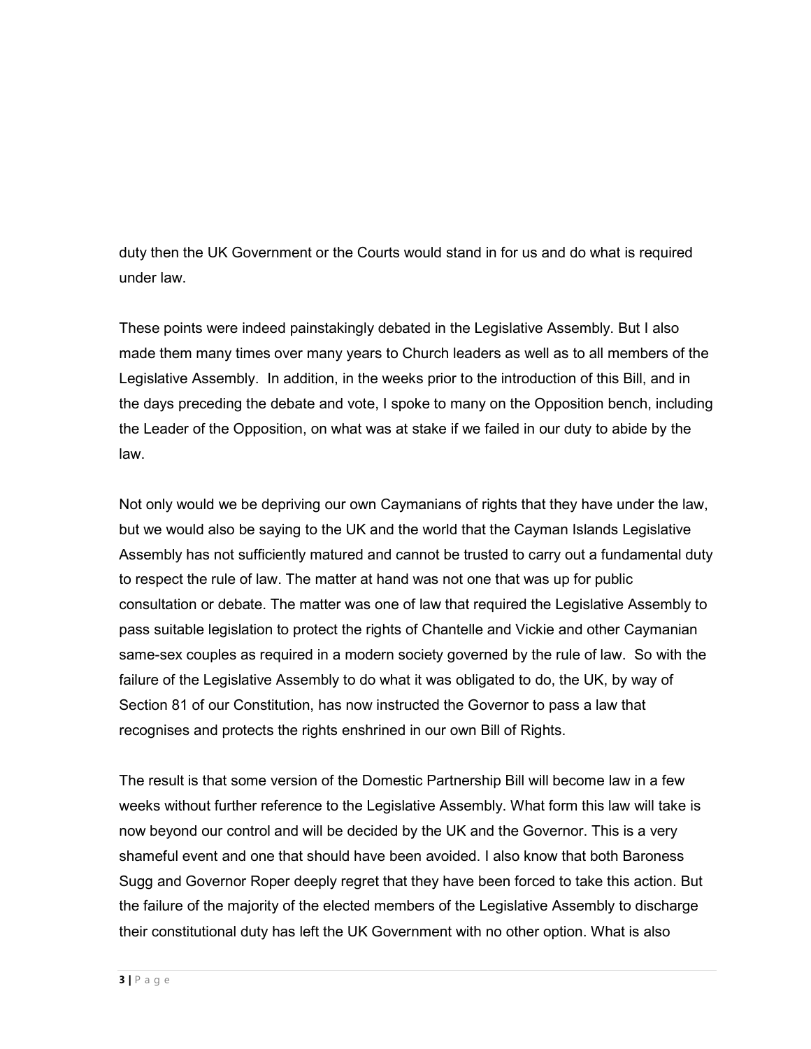duty then the UK Government or the Courts would stand in for us and do what is required under law.

These points were indeed painstakingly debated in the Legislative Assembly. But I also made them many times over many years to Church leaders as well as to all members of the Legislative Assembly. In addition, in the weeks prior to the introduction of this Bill, and in the days preceding the debate and vote, I spoke to many on the Opposition bench, including the Leader of the Opposition, on what was at stake if we failed in our duty to abide by the law.

Not only would we be depriving our own Caymanians of rights that they have under the law, but we would also be saying to the UK and the world that the Cayman Islands Legislative Assembly has not sufficiently matured and cannot be trusted to carry out a fundamental duty to respect the rule of law. The matter at hand was not one that was up for public consultation or debate. The matter was one of law that required the Legislative Assembly to pass suitable legislation to protect the rights of Chantelle and Vickie and other Caymanian same-sex couples as required in a modern society governed by the rule of law. So with the failure of the Legislative Assembly to do what it was obligated to do, the UK, by way of Section 81 of our Constitution, has now instructed the Governor to pass a law that recognises and protects the rights enshrined in our own Bill of Rights.

The result is that some version of the Domestic Partnership Bill will become law in a few weeks without further reference to the Legislative Assembly. What form this law will take is now beyond our control and will be decided by the UK and the Governor. This is a very shameful event and one that should have been avoided. I also know that both Baroness Sugg and Governor Roper deeply regret that they have been forced to take this action. But the failure of the majority of the elected members of the Legislative Assembly to discharge their constitutional duty has left the UK Government with no other option. What is also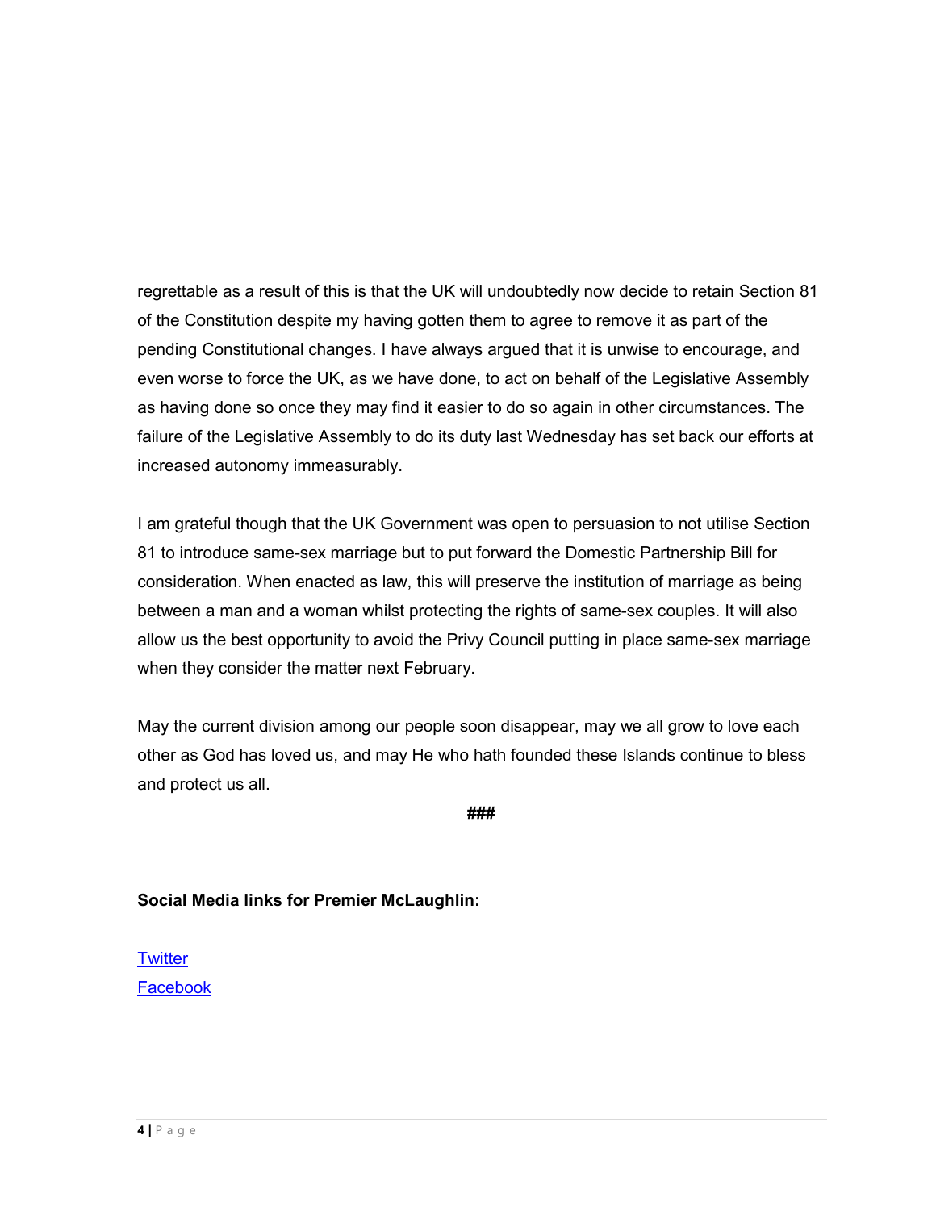regrettable as a result of this is that the UK will undoubtedly now decide to retain Section 81 of the Constitution despite my having gotten them to agree to remove it as part of the pending Constitutional changes. I have always argued that it is unwise to encourage, and even worse to force the UK, as we have done, to act on behalf of the Legislative Assembly as having done so once they may find it easier to do so again in other circumstances. The failure of the Legislative Assembly to do its duty last Wednesday has set back our efforts at increased autonomy immeasurably.

I am grateful though that the UK Government was open to persuasion to not utilise Section 81 to introduce same-sex marriage but to put forward the Domestic Partnership Bill for consideration. When enacted as law, this will preserve the institution of marriage as being between a man and a woman whilst protecting the rights of same-sex couples. It will also allow us the best opportunity to avoid the Privy Council putting in place same-sex marriage when they consider the matter next February.

May the current division among our people soon disappear, may we all grow to love each other as God has loved us, and may He who hath founded these Islands continue to bless and protect us all.

**###**

**Social Media links for Premier McLaughlin:**

Twitter
Facebook